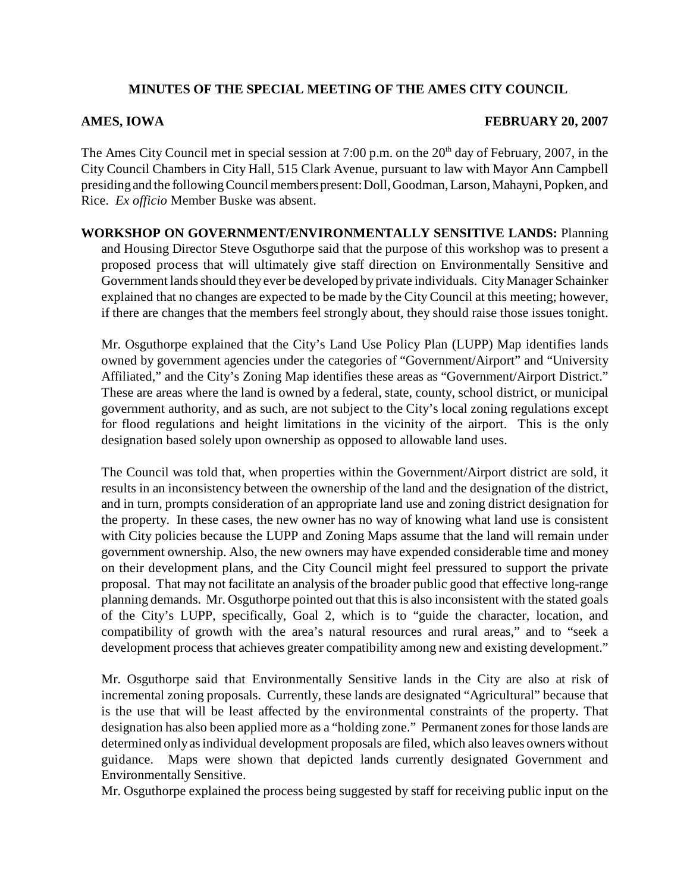**MINUTES OF THE SPECIAL MEETING OF THE AMES CITY COUNCIL**

**AMES, IOWA** **FEBRUARY 20, 2007**

The Ames City Council met in special session at 7:00 p.m. on the 20th day of February, 2007, in the City Council Chambers in City Hall, 515 Clark Avenue, pursuant to law with Mayor Ann Campbell presiding and the following Council members present: Doll, Goodman, Larson, Mahayni, Popken, and Rice. *Ex officio* Member Buske was absent.

**WORKSHOP ON GOVERNMENT/ENVIRONMENTALLY SENSITIVE LANDS:** Planning and Housing Director Steve Osguthorpe said that the purpose of this workshop was to present a proposed process that will ultimately give staff direction on Environmentally Sensitive and Government lands should they ever be developed by private individuals. City Manager Schainker explained that no changes are expected to be made by the City Council at this meeting; however, if there are changes that the members feel strongly about, they should raise those issues tonight.

Mr. Osguthorpe explained that the City's Land Use Policy Plan (LUPP) Map identifies lands owned by government agencies under the categories of "Government/Airport" and "University Affiliated," and the City's Zoning Map identifies these areas as "Government/Airport District." These are areas where the land is owned by a federal, state, county, school district, or municipal government authority, and as such, are not subject to the City's local zoning regulations except for flood regulations and height limitations in the vicinity of the airport. This is the only designation based solely upon ownership as opposed to allowable land uses.

The Council was told that, when properties within the Government/Airport district are sold, it results in an inconsistency between the ownership of the land and the designation of the district, and in turn, prompts consideration of an appropriate land use and zoning district designation for the property. In these cases, the new owner has no way of knowing what land use is consistent with City policies because the LUPP and Zoning Maps assume that the land will remain under government ownership. Also, the new owners may have expended considerable time and money on their development plans, and the City Council might feel pressured to support the private proposal. That may not facilitate an analysis of the broader public good that effective long-range planning demands. Mr. Osguthorpe pointed out that this is also inconsistent with the stated goals of the City's LUPP, specifically, Goal 2, which is to "guide the character, location, and compatibility of growth with the area's natural resources and rural areas," and to "seek a development process that achieves greater compatibility among new and existing development."

Mr. Osguthorpe said that Environmentally Sensitive lands in the City are also at risk of incremental zoning proposals. Currently, these lands are designated "Agricultural" because that is the use that will be least affected by the environmental constraints of the property. That designation has also been applied more as a "holding zone." Permanent zones for those lands are determined only as individual development proposals are filed, which also leaves owners without guidance. Maps were shown that depicted lands currently designated Government and Environmentally Sensitive.

Mr. Osguthorpe explained the process being suggested by staff for receiving public input on the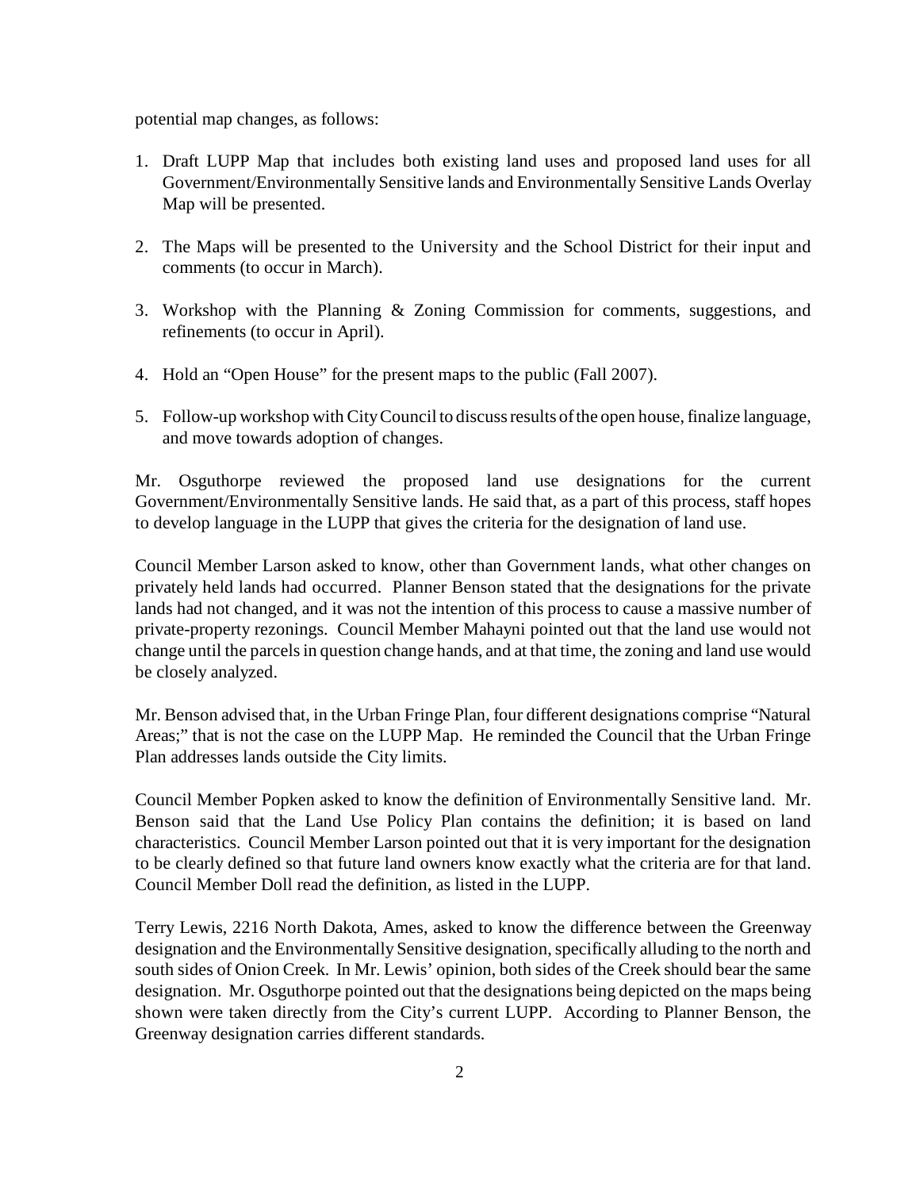potential map changes, as follows:

1. Draft LUPP Map that includes both existing land uses and proposed land uses for all Government/Environmentally Sensitive lands and Environmentally Sensitive Lands Overlay Map will be presented.

2. The Maps will be presented to the University and the School District for their input and comments (to occur in March).

3. Workshop with the Planning & Zoning Commission for comments, suggestions, and refinements (to occur in April).

4. Hold an "Open House" for the present maps to the public (Fall 2007).

5. Follow-up workshop with City Council to discuss results of the open house, finalize language, and move towards adoption of changes.

Mr. Osguthorpe reviewed the proposed land use designations for the current Government/Environmentally Sensitive lands. He said that, as a part of this process, staff hopes to develop language in the LUPP that gives the criteria for the designation of land use.

Council Member Larson asked to know, other than Government lands, what other changes on privately held lands had occurred. Planner Benson stated that the designations for the private lands had not changed, and it was not the intention of this process to cause a massive number of private-property rezonings. Council Member Mahayni pointed out that the land use would not change until the parcels in question change hands, and at that time, the zoning and land use would be closely analyzed.

Mr. Benson advised that, in the Urban Fringe Plan, four different designations comprise "Natural Areas;" that is not the case on the LUPP Map. He reminded the Council that the Urban Fringe Plan addresses lands outside the City limits.

Council Member Popken asked to know the definition of Environmentally Sensitive land. Mr. Benson said that the Land Use Policy Plan contains the definition; it is based on land characteristics. Council Member Larson pointed out that it is very important for the designation to be clearly defined so that future land owners know exactly what the criteria are for that land. Council Member Doll read the definition, as listed in the LUPP.

Terry Lewis, 2216 North Dakota, Ames, asked to know the difference between the Greenway designation and the Environmentally Sensitive designation, specifically alluding to the north and south sides of Onion Creek. In Mr. Lewis' opinion, both sides of the Creek should bear the same designation. Mr. Osguthorpe pointed out that the designations being depicted on the maps being shown were taken directly from the City's current LUPP. According to Planner Benson, the Greenway designation carries different standards.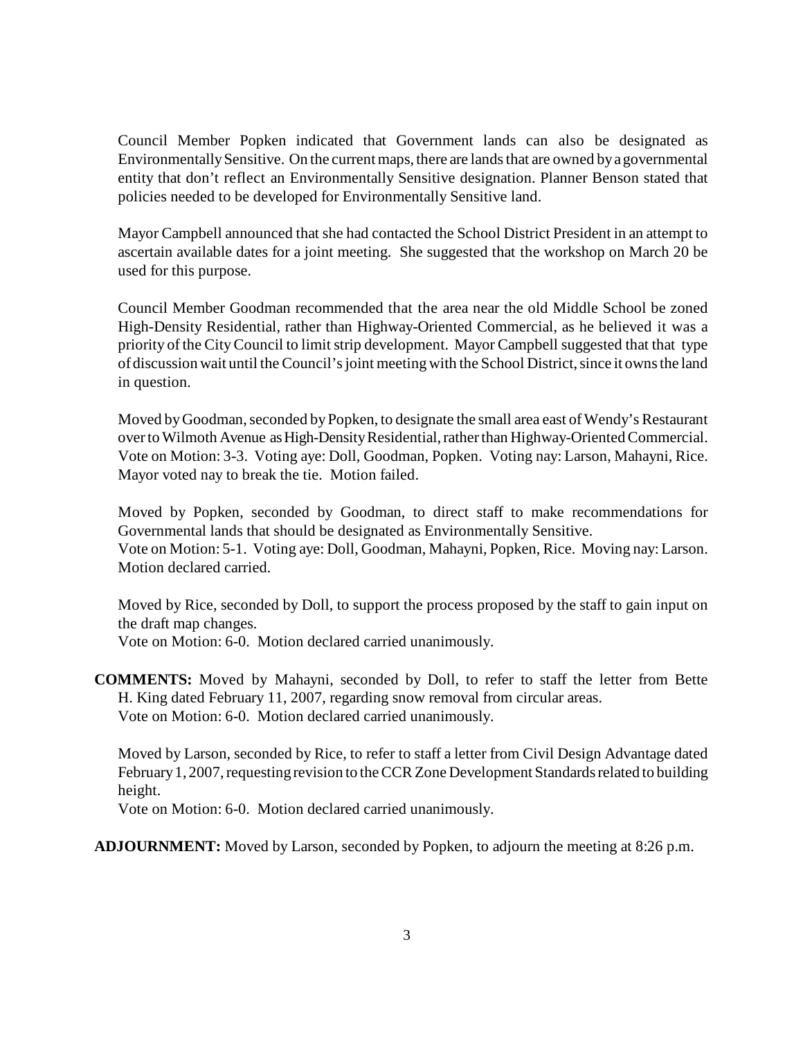Council Member Popken indicated that Government lands can also be designated as Environmentally Sensitive. On the current maps, there are lands that are owned by a governmental entity that don't reflect an Environmentally Sensitive designation. Planner Benson stated that policies needed to be developed for Environmentally Sensitive land.

Mayor Campbell announced that she had contacted the School District President in an attempt to ascertain available dates for a joint meeting. She suggested that the workshop on March 20 be used for this purpose.

Council Member Goodman recommended that the area near the old Middle School be zoned High-Density Residential, rather than Highway-Oriented Commercial, as he believed it was a priority of the City Council to limit strip development. Mayor Campbell suggested that that type of discussion wait until the Council's joint meeting with the School District, since it owns the land in question.

Moved by Goodman, seconded by Popken, to designate the small area east of Wendy's Restaurant over to Wilmoth Avenue as High-Density Residential, rather than Highway-Oriented Commercial. Vote on Motion: 3-3. Voting aye: Doll, Goodman, Popken. Voting nay: Larson, Mahayni, Rice. Mayor voted nay to break the tie. Motion failed.

Moved by Popken, seconded by Goodman, to direct staff to make recommendations for Governmental lands that should be designated as Environmentally Sensitive.
Vote on Motion: 5-1. Voting aye: Doll, Goodman, Mahayni, Popken, Rice. Moving nay: Larson. Motion declared carried.

Moved by Rice, seconded by Doll, to support the process proposed by the staff to gain input on the draft map changes.
Vote on Motion: 6-0. Motion declared carried unanimously.

**COMMENTS:** Moved by Mahayni, seconded by Doll, to refer to staff the letter from Bette H. King dated February 11, 2007, regarding snow removal from circular areas.
Vote on Motion: 6-0. Motion declared carried unanimously.

Moved by Larson, seconded by Rice, to refer to staff a letter from Civil Design Advantage dated February 1, 2007, requesting revision to the CCR Zone Development Standards related to building height.
Vote on Motion: 6-0. Motion declared carried unanimously.

**ADJOURNMENT:** Moved by Larson, seconded by Popken, to adjourn the meeting at 8:26 p.m.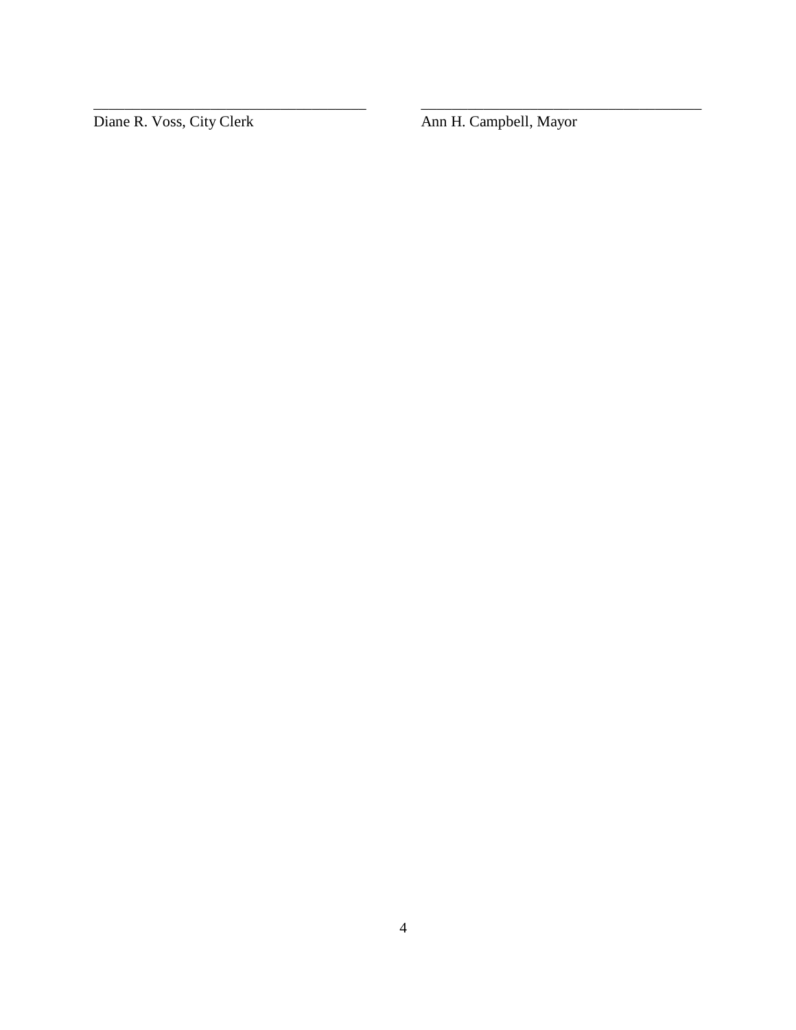_____________________________________ _____________________________________

Diane R. Voss, City Clerk Ann H. Campbell, Mayor